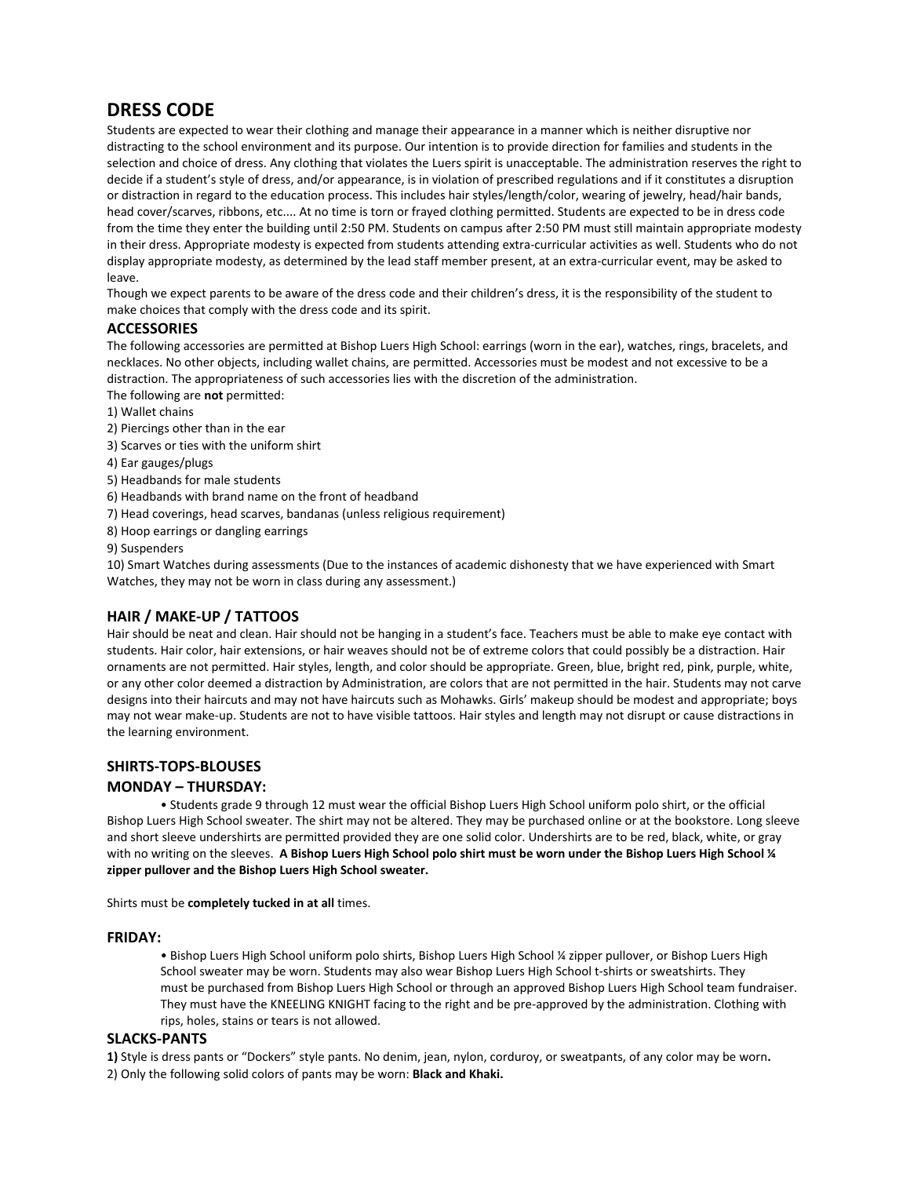# DRESS CODE

Students are expected to wear their clothing and manage their appearance in a manner which is neither disruptive nor distracting to the school environment and its purpose. Our intention is to provide direction for families and students in the selection and choice of dress. Any clothing that violates the Luers spirit is unacceptable. The administration reserves the right to decide if a student's style of dress, and/or appearance, is in violation of prescribed regulations and if it constitutes a disruption or distraction in regard to the education process. This includes hair styles/length/color, wearing of jewelry, head/hair bands, head cover/scarves, ribbons, etc.... At no time is torn or frayed clothing permitted. Students are expected to be in dress code from the time they enter the building until 2:50 PM. Students on campus after 2:50 PM must still maintain appropriate modesty in their dress. Appropriate modesty is expected from students attending extra-curricular activities as well. Students who do not display appropriate modesty, as determined by the lead staff member present, at an extra-curricular event, may be asked to leave.

Though we expect parents to be aware of the dress code and their children's dress, it is the responsibility of the student to make choices that comply with the dress code and its spirit.

## ACCESSORIES

The following accessories are permitted at Bishop Luers High School: earrings (worn in the ear), watches, rings, bracelets, and necklaces. No other objects, including wallet chains, are permitted. Accessories must be modest and not excessive to be a distraction. The appropriateness of such accessories lies with the discretion of the administration.

The following are **not** permitted:

1) Wallet chains
2) Piercings other than in the ear
3) Scarves or ties with the uniform shirt
4) Ear gauges/plugs
5) Headbands for male students
6) Headbands with brand name on the front of headband
7) Head coverings, head scarves, bandanas (unless religious requirement)
8) Hoop earrings or dangling earrings
9) Suspenders
10) Smart Watches during assessments (Due to the instances of academic dishonesty that we have experienced with Smart Watches, they may not be worn in class during any assessment.)

## HAIR / MAKE-UP / TATTOOS

Hair should be neat and clean. Hair should not be hanging in a student's face. Teachers must be able to make eye contact with students. Hair color, hair extensions, or hair weaves should not be of extreme colors that could possibly be a distraction. Hair ornaments are not permitted. Hair styles, length, and color should be appropriate. Green, blue, bright red, pink, purple, white, or any other color deemed a distraction by Administration, are colors that are not permitted in the hair. Students may not carve designs into their haircuts and may not have haircuts such as Mohawks. Girls' makeup should be modest and appropriate; boys may not wear make-up. Students are not to have visible tattoos. Hair styles and length may not disrupt or cause distractions in the learning environment.

## SHIRTS-TOPS-BLOUSES

### MONDAY – THURSDAY:

- Students grade 9 through 12 must wear the official Bishop Luers High School uniform polo shirt, or the official Bishop Luers High School sweater. The shirt may not be altered. They may be purchased online or at the bookstore. Long sleeve and short sleeve undershirts are permitted provided they are one solid color. Undershirts are to be red, black, white, or gray with no writing on the sleeves. **A Bishop Luers High School polo shirt must be worn under the Bishop Luers High School ¼ zipper pullover and the Bishop Luers High School sweater.**

Shirts must be **completely tucked in at all** times.

### FRIDAY:

- Bishop Luers High School uniform polo shirts, Bishop Luers High School ¼ zipper pullover, or Bishop Luers High School sweater may be worn. Students may also wear Bishop Luers High School t-shirts or sweatshirts. They must be purchased from Bishop Luers High School or through an approved Bishop Luers High School team fundraiser. They must have the KNEELING KNIGHT facing to the right and be pre-approved by the administration. Clothing with rips, holes, stains or tears is not allowed.

## SLACKS-PANTS

**1)** Style is dress pants or "Dockers" style pants. No denim, jean, nylon, corduroy, or sweatpants, of any color may be worn**.**

2) Only the following solid colors of pants may be worn: **Black and Khaki.**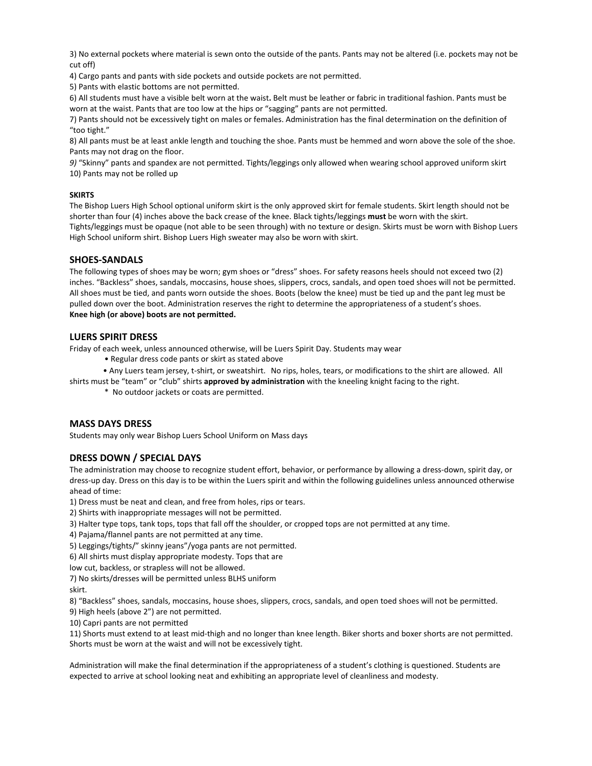3) No external pockets where material is sewn onto the outside of the pants. Pants may not be altered (i.e. pockets may not be cut off)

4) Cargo pants and pants with side pockets and outside pockets are not permitted.

5) Pants with elastic bottoms are not permitted.

6) All students must have a visible belt worn at the waist**.** Belt must be leather or fabric in traditional fashion. Pants must be worn at the waist. Pants that are too low at the hips or "sagging" pants are not permitted.

7) Pants should not be excessively tight on males or females. Administration has the final determination on the definition of "too tight."

8) All pants must be at least ankle length and touching the shoe. Pants must be hemmed and worn above the sole of the shoe. Pants may not drag on the floor.

*9)* "Skinny" pants and spandex are not permitted. Tights/leggings only allowed when wearing school approved uniform skirt

10) Pants may not be rolled up

#### SKIRTS

The Bishop Luers High School optional uniform skirt is the only approved skirt for female students. Skirt length should not be shorter than four (4) inches above the back crease of the knee. Black tights/leggings **must** be worn with the skirt. Tights/leggings must be opaque (not able to be seen through) with no texture or design. Skirts must be worn with Bishop Luers High School uniform shirt. Bishop Luers High sweater may also be worn with skirt.

### SHOES-SANDALS

The following types of shoes may be worn; gym shoes or "dress" shoes. For safety reasons heels should not exceed two (2) inches. "Backless" shoes, sandals, moccasins, house shoes, slippers, crocs, sandals, and open toed shoes will not be permitted. All shoes must be tied, and pants worn outside the shoes. Boots (below the knee) must be tied up and the pant leg must be pulled down over the boot. Administration reserves the right to determine the appropriateness of a student's shoes.
**Knee high (or above) boots are not permitted.**

### LUERS SPIRIT DRESS

Friday of each week, unless announced otherwise, will be Luers Spirit Day. Students may wear

- Regular dress code pants or skirt as stated above
- Any Luers team jersey, t-shirt, or sweatshirt. No rips, holes, tears, or modifications to the shirt are allowed. All shirts must be "team" or "club" shirts **approved by administration** with the kneeling knight facing to the right.

\* No outdoor jackets or coats are permitted.

### MASS DAYS DRESS

Students may only wear Bishop Luers School Uniform on Mass days

### DRESS DOWN / SPECIAL DAYS

The administration may choose to recognize student effort, behavior, or performance by allowing a dress-down, spirit day, or dress-up day. Dress on this day is to be within the Luers spirit and within the following guidelines unless announced otherwise ahead of time:

1) Dress must be neat and clean, and free from holes, rips or tears.

2) Shirts with inappropriate messages will not be permitted.

3) Halter type tops, tank tops, tops that fall off the shoulder, or cropped tops are not permitted at any time.

4) Pajama/flannel pants are not permitted at any time.

5) Leggings/tights/" skinny jeans"/yoga pants are not permitted.

6) All shirts must display appropriate modesty. Tops that are low cut, backless, or strapless will not be allowed.

7) No skirts/dresses will be permitted unless BLHS uniform skirt.

8) "Backless" shoes, sandals, moccasins, house shoes, slippers, crocs, sandals, and open toed shoes will not be permitted.

9) High heels (above 2") are not permitted.

10) Capri pants are not permitted

11) Shorts must extend to at least mid-thigh and no longer than knee length. Biker shorts and boxer shorts are not permitted. Shorts must be worn at the waist and will not be excessively tight.

Administration will make the final determination if the appropriateness of a student's clothing is questioned. Students are expected to arrive at school looking neat and exhibiting an appropriate level of cleanliness and modesty.